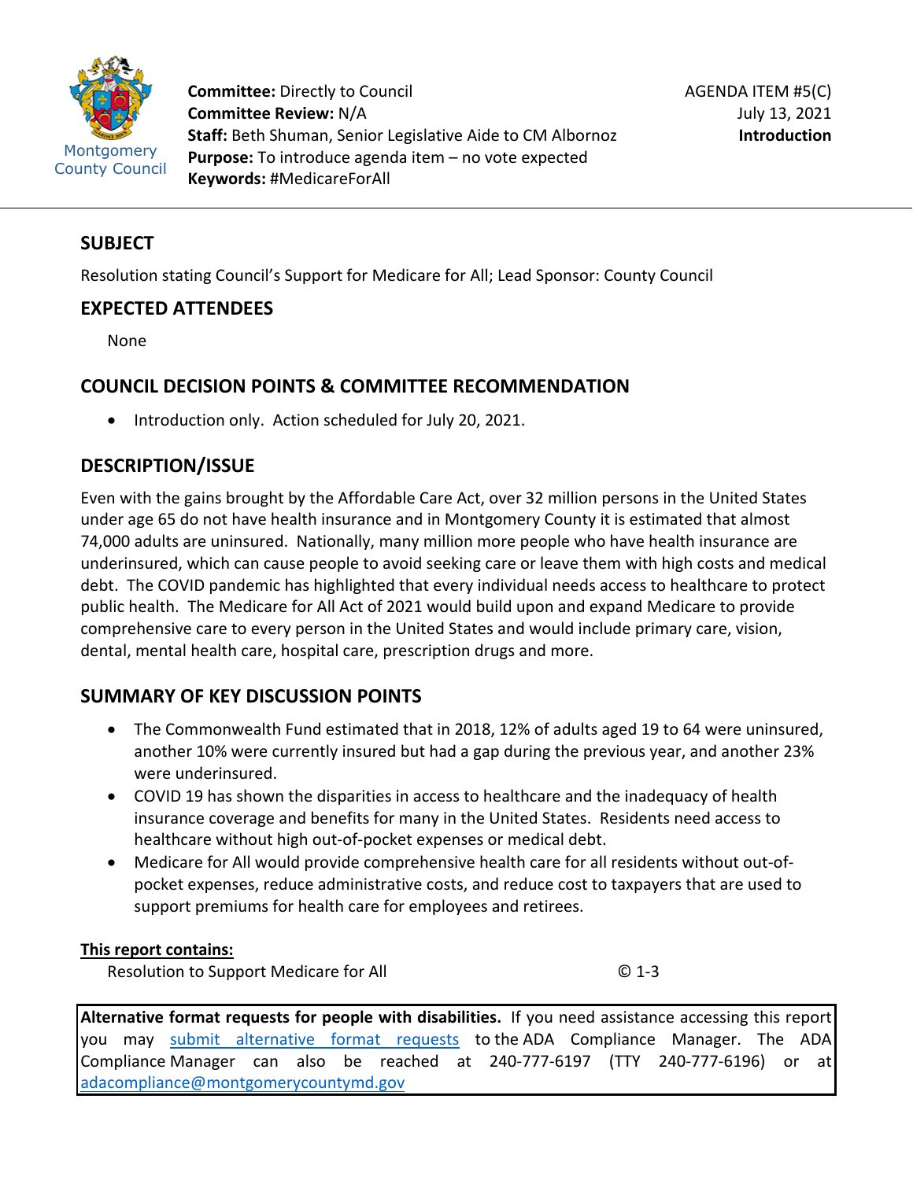Montgomery County Council

**Committee:** Directly to Council
**Committee Review:** N/A
**Staff:** Beth Shuman, Senior Legislative Aide to CM Albornoz
**Purpose:** To introduce agenda item – no vote expected
**Keywords:** #MedicareForAll

AGENDA ITEM #5(C)
July 13, 2021
**Introduction**

## SUBJECT

Resolution stating Council's Support for Medicare for All; Lead Sponsor: County Council

## EXPECTED ATTENDEES

None

## COUNCIL DECISION POINTS & COMMITTEE RECOMMENDATION

- Introduction only. Action scheduled for July 20, 2021.

## DESCRIPTION/ISSUE

Even with the gains brought by the Affordable Care Act, over 32 million persons in the United States under age 65 do not have health insurance and in Montgomery County it is estimated that almost 74,000 adults are uninsured. Nationally, many million more people who have health insurance are underinsured, which can cause people to avoid seeking care or leave them with high costs and medical debt. The COVID pandemic has highlighted that every individual needs access to healthcare to protect public health. The Medicare for All Act of 2021 would build upon and expand Medicare to provide comprehensive care to every person in the United States and would include primary care, vision, dental, mental health care, hospital care, prescription drugs and more.

## SUMMARY OF KEY DISCUSSION POINTS

- The Commonwealth Fund estimated that in 2018, 12% of adults aged 19 to 64 were uninsured, another 10% were currently insured but had a gap during the previous year, and another 23% were underinsured.
- COVID 19 has shown the disparities in access to healthcare and the inadequacy of health insurance coverage and benefits for many in the United States. Residents need access to healthcare without high out-of-pocket expenses or medical debt.
- Medicare for All would provide comprehensive health care for all residents without out-of-pocket expenses, reduce administrative costs, and reduce cost to taxpayers that are used to support premiums for health care for employees and retirees.

**This report contains:**

Resolution to Support Medicare for All © 1-3

**Alternative format requests for people with disabilities.** If you need assistance accessing this report you may submit alternative format requests to the ADA Compliance Manager. The ADA Compliance Manager can also be reached at 240-777-6197 (TTY 240-777-6196) or at adacompliance@montgomerycountymd.gov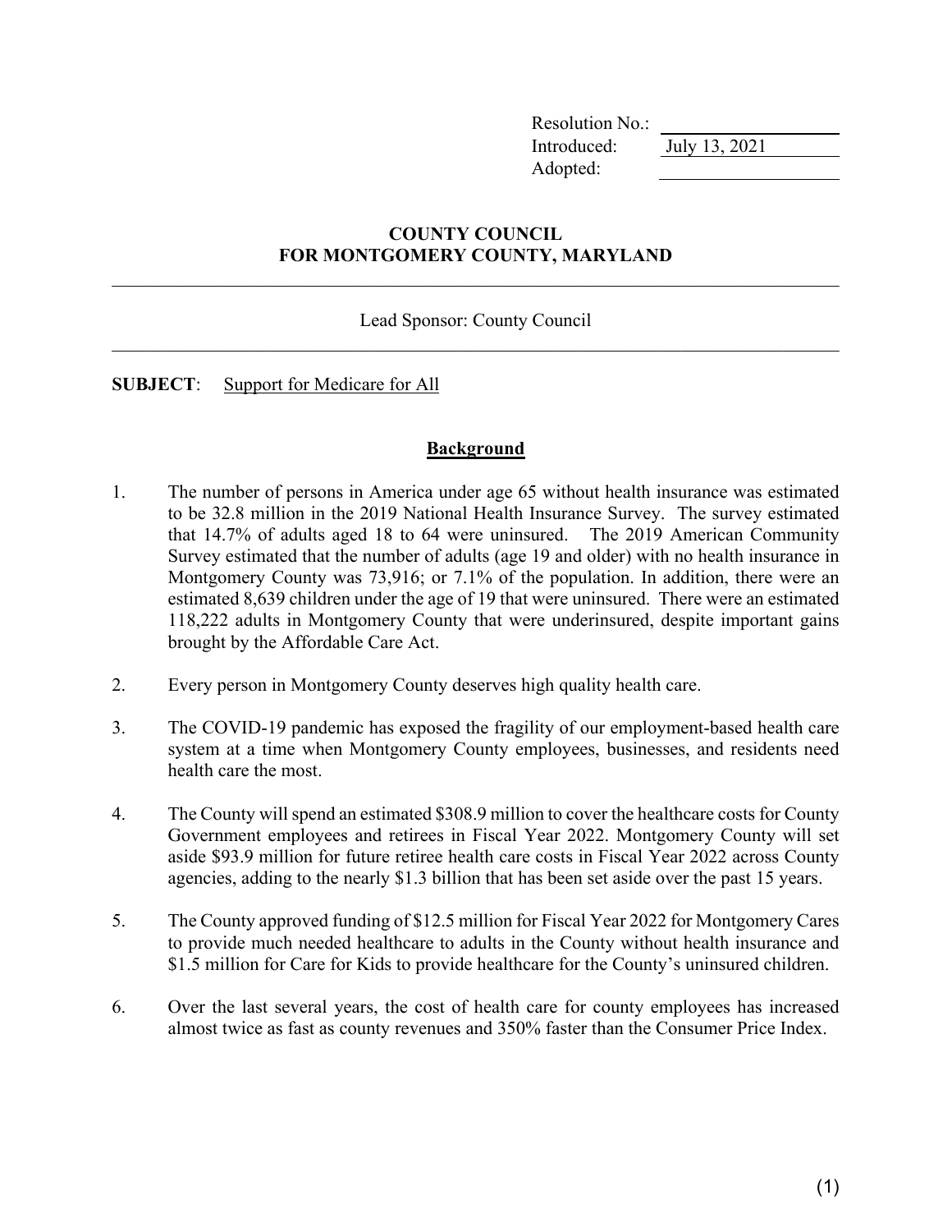| | |
|---|---|
| Resolution No.: | |
| Introduced: | July 13, 2021 |
| Adopted: | |

**COUNTY COUNCIL**
**FOR MONTGOMERY COUNTY, MARYLAND**

---

Lead Sponsor: County Council

---

**SUBJECT**: Support for Medicare for All

## Background

1. The number of persons in America under age 65 without health insurance was estimated to be 32.8 million in the 2019 National Health Insurance Survey. The survey estimated that 14.7% of adults aged 18 to 64 were uninsured. The 2019 American Community Survey estimated that the number of adults (age 19 and older) with no health insurance in Montgomery County was 73,916; or 7.1% of the population. In addition, there were an estimated 8,639 children under the age of 19 that were uninsured. There were an estimated 118,222 adults in Montgomery County that were underinsured, despite important gains brought by the Affordable Care Act.

2. Every person in Montgomery County deserves high quality health care.

3. The COVID-19 pandemic has exposed the fragility of our employment-based health care system at a time when Montgomery County employees, businesses, and residents need health care the most.

4. The County will spend an estimated $308.9 million to cover the healthcare costs for County Government employees and retirees in Fiscal Year 2022. Montgomery County will set aside $93.9 million for future retiree health care costs in Fiscal Year 2022 across County agencies, adding to the nearly $1.3 billion that has been set aside over the past 15 years.

5. The County approved funding of $12.5 million for Fiscal Year 2022 for Montgomery Cares to provide much needed healthcare to adults in the County without health insurance and $1.5 million for Care for Kids to provide healthcare for the County's uninsured children.

6. Over the last several years, the cost of health care for county employees has increased almost twice as fast as county revenues and 350% faster than the Consumer Price Index.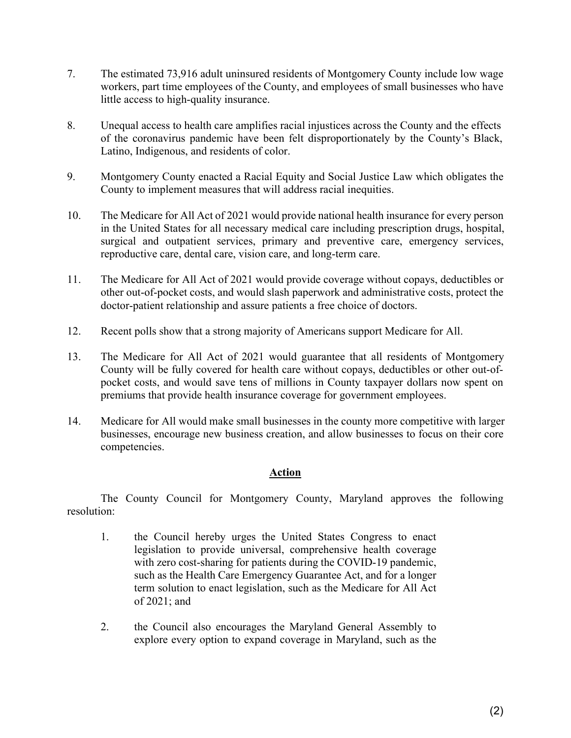7. The estimated 73,916 adult uninsured residents of Montgomery County include low wage workers, part time employees of the County, and employees of small businesses who have little access to high-quality insurance.

8. Unequal access to health care amplifies racial injustices across the County and the effects of the coronavirus pandemic have been felt disproportionately by the County's Black, Latino, Indigenous, and residents of color.

9. Montgomery County enacted a Racial Equity and Social Justice Law which obligates the County to implement measures that will address racial inequities.

10. The Medicare for All Act of 2021 would provide national health insurance for every person in the United States for all necessary medical care including prescription drugs, hospital, surgical and outpatient services, primary and preventive care, emergency services, reproductive care, dental care, vision care, and long-term care.

11. The Medicare for All Act of 2021 would provide coverage without copays, deductibles or other out-of-pocket costs, and would slash paperwork and administrative costs, protect the doctor-patient relationship and assure patients a free choice of doctors.

12. Recent polls show that a strong majority of Americans support Medicare for All.

13. The Medicare for All Act of 2021 would guarantee that all residents of Montgomery County will be fully covered for health care without copays, deductibles or other out-of-pocket costs, and would save tens of millions in County taxpayer dollars now spent on premiums that provide health insurance coverage for government employees.

14. Medicare for All would make small businesses in the county more competitive with larger businesses, encourage new business creation, and allow businesses to focus on their core competencies.

## Action

The County Council for Montgomery County, Maryland approves the following resolution:

1. the Council hereby urges the United States Congress to enact legislation to provide universal, comprehensive health coverage with zero cost-sharing for patients during the COVID-19 pandemic, such as the Health Care Emergency Guarantee Act, and for a longer term solution to enact legislation, such as the Medicare for All Act of 2021; and

2. the Council also encourages the Maryland General Assembly to explore every option to expand coverage in Maryland, such as the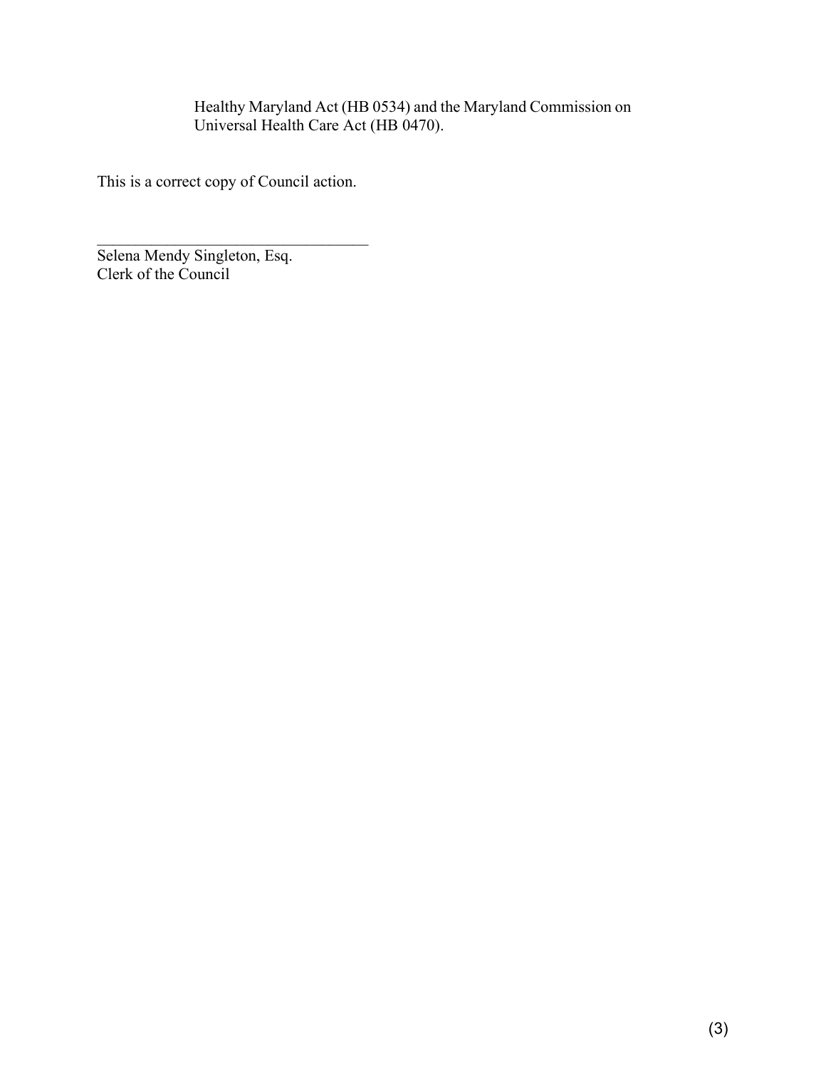Healthy Maryland Act (HB 0534) and the Maryland Commission on Universal Health Care Act (HB 0470).

This is a correct copy of Council action.

\_\_\_\_\_\_\_\_\_\_\_\_\_\_\_\_\_\_\_\_\_\_\_\_\_\_\_\_\_\_\_\_\_\_

Selena Mendy Singleton, Esq.
Clerk of the Council